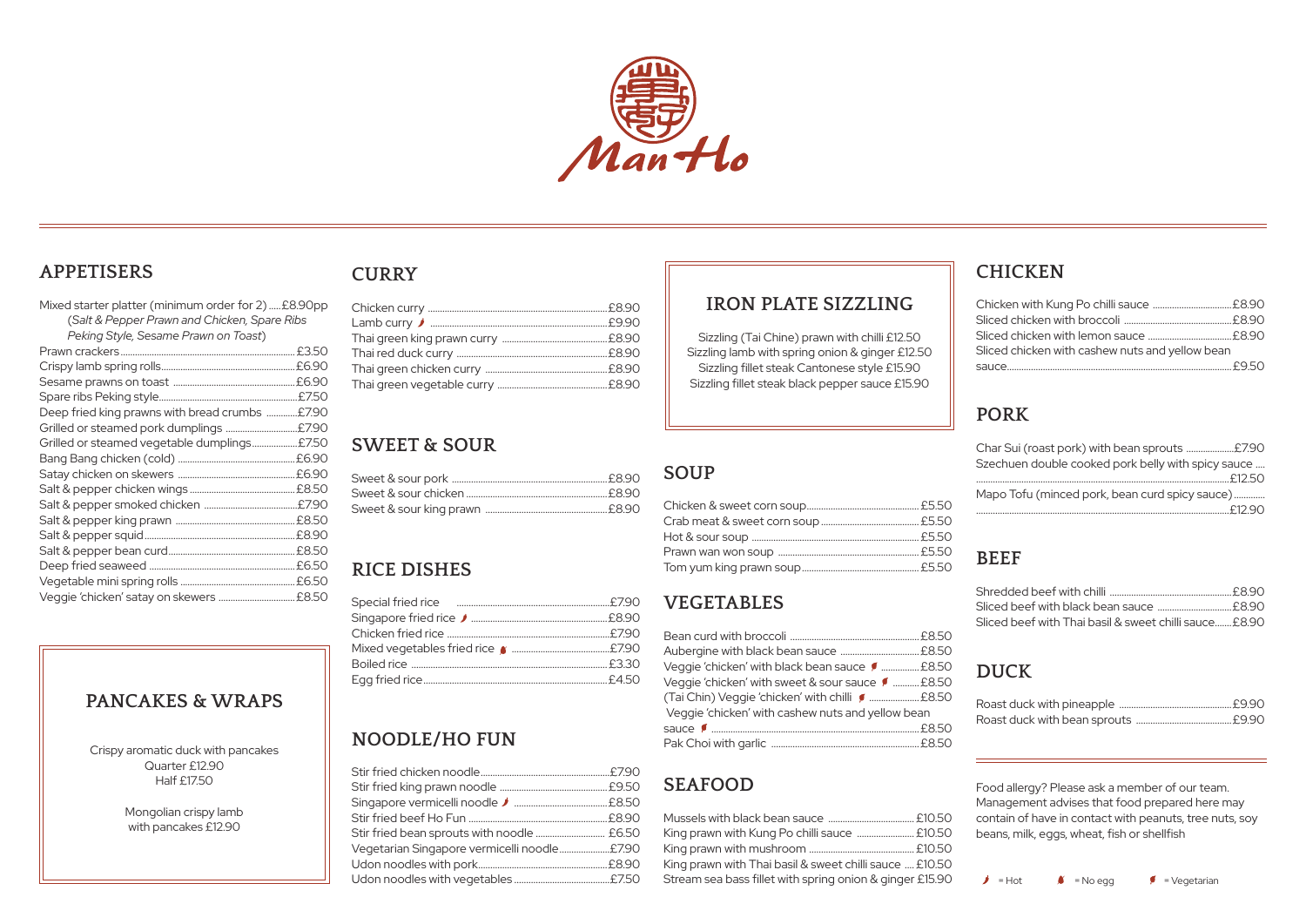# Man Ho

## APPETISERS

Mixed starter platter (minimum order for 2) £8.90pp
*(Salt & Pepper Prawn and Chicken, Spare Ribs Peking Style, Sesame Prawn on Toast)*

- Prawn crackers £3.50
- Crispy lamb spring rolls £6.90
- Sesame prawns on toast £6.90
- Spare ribs Peking style £7.50
- Deep fried king prawns with bread crumbs £7.90
- Grilled or steamed pork dumplings £7.90
- Grilled or steamed vegetable dumplings £7.50
- Bang Bang chicken (cold) £6.90
- Satay chicken on skewers £6.90
- Salt & pepper chicken wings £8.50
- Salt & pepper smoked chicken £7.90
- Salt & pepper king prawn £8.50
- Salt & pepper squid £8.90
- Salt & pepper bean curd £8.50
- Deep fried seaweed £6.50
- Vegetable mini spring rolls £6.50
- Veggie 'chicken' satay on skewers £8.50

## PANCAKES & WRAPS

Crispy aromatic duck with pancakes
Quarter £12.90
Half £17.50

Mongolian crispy lamb with pancakes £12.90

## CURRY

- Chicken curry £8.90
- Lamb curry (Hot) £9.90
- Thai green king prawn curry £8.90
- Thai red duck curry £8.90
- Thai green chicken curry £8.90
- Thai green vegetable curry £8.90

## SWEET & SOUR

- Sweet & sour pork £8.90
- Sweet & sour chicken £8.90
- Sweet & sour king prawn £8.90

## RICE DISHES

- Special fried rice £7.90
- Singapore fried rice (Hot) £8.90
- Chicken fried rice £7.90
- Mixed vegetables fried rice (No egg) £7.90
- Boiled rice £3.30
- Egg fried rice £4.50

## NOODLE/HO FUN

- Stir fried chicken noodle £7.90
- Stir fried king prawn noodle £9.50
- Singapore vermicelli noodle (Hot) £8.50
- Stir fried beef Ho Fun £8.90
- Stir fried bean sprouts with noodle £6.50
- Vegetarian Singapore vermicelli noodle £7.90
- Udon noodles with pork £8.90
- Udon noodles with vegetables £7.50

## IRON PLATE SIZZLING

Sizzling (Tai Chine) prawn with chilli £12.50
Sizzling lamb with spring onion & ginger £12.50
Sizzling fillet steak Cantonese style £15.90
Sizzling fillet steak black pepper sauce £15.90

## SOUP

- Chicken & sweet corn soup £5.50
- Crab meat & sweet corn soup £5.50
- Hot & sour soup £5.50
- Prawn wan won soup £5.50
- Tom yum king prawn soup £5.50

## VEGETABLES

- Bean curd with broccoli £8.50
- Aubergine with black bean sauce £8.50
- Veggie 'chicken' with black bean sauce (Vegetarian) £8.50
- Veggie 'chicken' with sweet & sour sauce (Vegetarian) £8.50
- (Tai Chin) Veggie 'chicken' with chilli (Vegetarian) £8.50
- Veggie 'chicken' with cashew nuts and yellow bean sauce (Vegetarian) £8.50
- Pak Choi with garlic £8.50

## SEAFOOD

- Mussels with black bean sauce £10.50
- King prawn with Kung Po chilli sauce £10.50
- King prawn with mushroom £10.50
- King prawn with Thai basil & sweet chilli sauce £10.50
- Stream sea bass fillet with spring onion & ginger £15.90

## CHICKEN

- Chicken with Kung Po chilli sauce £8.90
- Sliced chicken with broccoli £8.90
- Sliced chicken with lemon sauce £8.90
- Sliced chicken with cashew nuts and yellow bean sauce £9.50

## PORK

- Char Sui (roast pork) with bean sprouts £7.90
- Szechuen double cooked pork belly with spicy sauce £12.50
- Mapo Tofu (minced pork, bean curd spicy sauce) £12.90

## BEEF

- Shredded beef with chilli £8.90
- Sliced beef with black bean sauce £8.90
- Sliced beef with Thai basil & sweet chilli sauce £8.90

## DUCK

- Roast duck with pineapple £9.90
- Roast duck with bean sprouts £9.90

Food allergy? Please ask a member of our team. Management advises that food prepared here may contain of have in contact with peanuts, tree nuts, soy beans, milk, eggs, wheat, fish or shellfish

= Hot = No egg = Vegetarian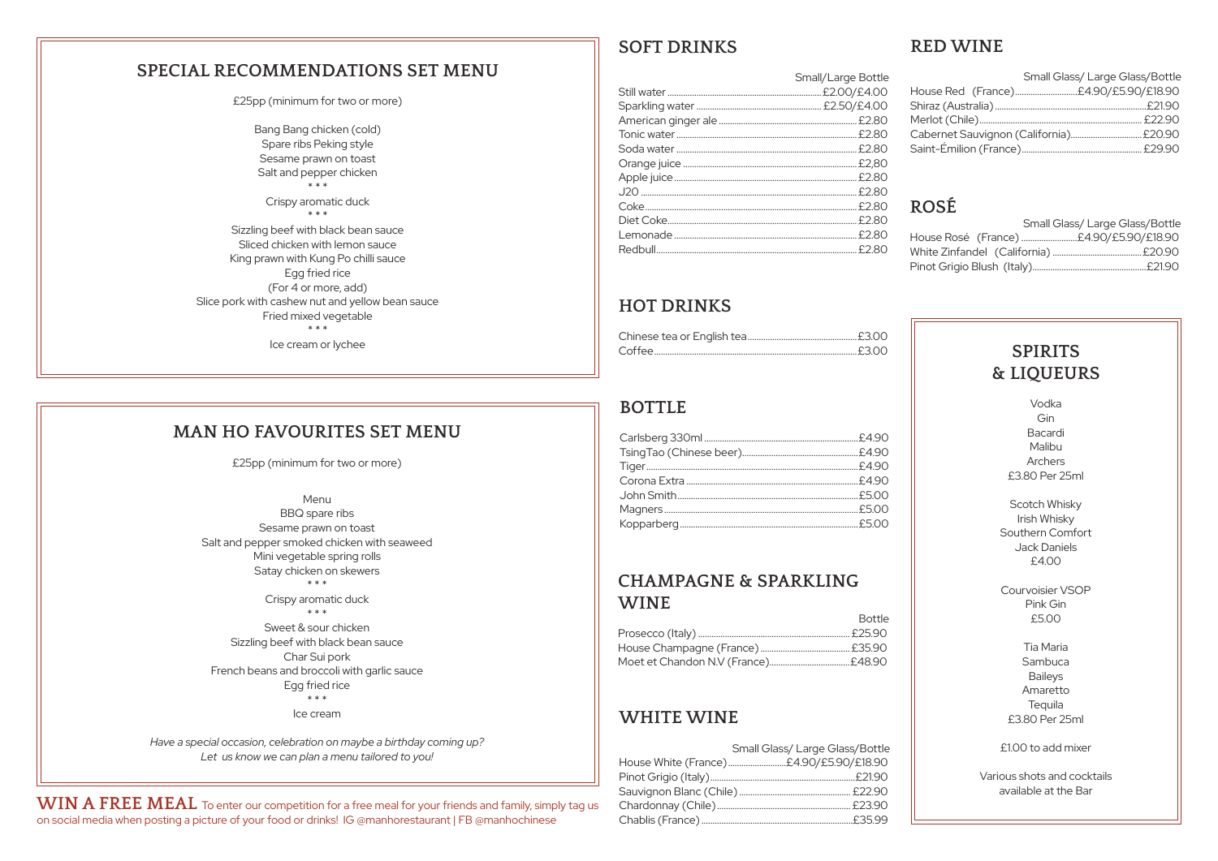## SPECIAL RECOMMENDATIONS SET MENU

£25pp (minimum for two or more)

Bang Bang chicken (cold)
Spare ribs Peking style
Sesame prawn on toast
Salt and pepper chicken

* * *

Crispy aromatic duck

* * *

Sizzling beef with black bean sauce
Sliced chicken with lemon sauce
King prawn with Kung Po chilli sauce
Egg fried rice
(For 4 or more, add)
Slice pork with cashew nut and yellow bean sauce
Fried mixed vegetable

* * *

Ice cream or lychee

## MAN HO FAVOURITES SET MENU

£25pp (minimum for two or more)

Menu
BBQ spare ribs
Sesame prawn on toast
Salt and pepper smoked chicken with seaweed
Mini vegetable spring rolls
Satay chicken on skewers

* * *

Crispy aromatic duck

* * *

Sweet & sour chicken
Sizzling beef with black bean sauce
Char Sui pork
French beans and broccoli with garlic sauce
Egg fried rice

* * *

Ice cream

*Have a special occasion, celebration on maybe a birthday coming up?*
*Let us know we can plan a menu tailored to you!*

**WIN A FREE MEAL** To enter our competition for a free meal for your friends and family, simply tag us on social media when posting a picture of your food or drinks! IG @manhorestaurant | FB @manhochinese

## SOFT DRINKS

| | Small/Large Bottle |
|---|---|
| Still water | £2.00/£4.00 |
| Sparkling water | £2.50/£4.00 |
| American ginger ale | £2.80 |
| Tonic water | £2.80 |
| Soda water | £2.80 |
| Orange juice | £2,80 |
| Apple juice | £2.80 |
| J20 | £2.80 |
| Coke | £2.80 |
| Diet Coke | £2.80 |
| Lemonade | £2.80 |
| Redbull | £2.80 |

## HOT DRINKS

| | |
|---|---|
| Chinese tea or English tea | £3.00 |
| Coffee | £3.00 |

## BOTTLE

| | |
|---|---|
| Carlsberg 330ml | £4.90 |
| TsingTao (Chinese beer) | £4.90 |
| Tiger | £4.90 |
| Corona Extra | £4.90 |
| John Smith | £5.00 |
| Magners | £5.00 |
| Kopparberg | £5.00 |

## CHAMPAGNE & SPARKLING WINE

| | Bottle |
|---|---|
| Prosecco (Italy) | £25.90 |
| House Champagne (France) | £35.90 |
| Moet et Chandon N.V (France) | £48.90 |

## WHITE WINE

| | Small Glass/ Large Glass/Bottle |
|---|---|
| House White (France) | £4.90/£5.90/£18.90 |
| Pinot Grigio (Italy) | £21.90 |
| Sauvignon Blanc (Chile) | £22.90 |
| Chardonnay (Chile) | £23.90 |
| Chablis (France) | £35.99 |

## RED WINE

| | Small Glass/ Large Glass/Bottle |
|---|---|
| House Red (France) | £4.90/£5.90/£18.90 |
| Shiraz (Australia) | £21.90 |
| Merlot (Chile) | £22.90 |
| Cabernet Sauvignon (California) | £20.90 |
| Saint-Émilion (France) | £29.90 |

## ROSÉ

| | Small Glass/ Large Glass/Bottle |
|---|---|
| House Rosé (France) | £4.90/£5.90/£18.90 |
| White Zinfandel (California) | £20.90 |
| Pinot Grigio Blush (Italy) | £21.90 |

## SPIRITS & LIQUEURS

Vodka
Gin
Bacardi
Malibu
Archers
£3.80 Per 25ml

Scotch Whisky
Irish Whisky
Southern Comfort
Jack Daniels
£4.00

Courvoisier VSOP
Pink Gin
£5.00

Tia Maria
Sambuca
Baileys
Amaretto
Tequila
£3.80 Per 25ml

£1.00 to add mixer

Various shots and cocktails available at the Bar